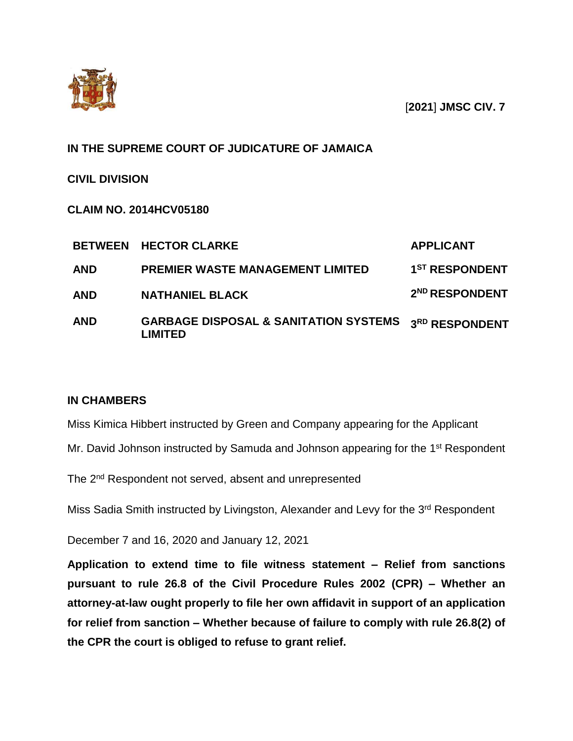[**2021**] **JMSC CIV. 7**

**IN THE SUPREME COURT OF JUDICATURE OF JAMAICA**

**CIVIL DIVISION**

**CLAIM NO. 2014HCV05180**

| | | |
|---|---|---|
| **BETWEEN** | **HECTOR CLARKE** | **APPLICANT** |
| **AND** | **PREMIER WASTE MANAGEMENT LIMITED** | **1ST RESPONDENT** |
| **AND** | **NATHANIEL BLACK** | **2ND RESPONDENT** |
| **AND** | **GARBAGE DISPOSAL & SANITATION SYSTEMS LIMITED** | **3RD RESPONDENT** |

**IN CHAMBERS**

Miss Kimica Hibbert instructed by Green and Company appearing for the Applicant

Mr. David Johnson instructed by Samuda and Johnson appearing for the 1st Respondent

The 2nd Respondent not served, absent and unrepresented

Miss Sadia Smith instructed by Livingston, Alexander and Levy for the 3rd Respondent

December 7 and 16, 2020 and January 12, 2021

**Application to extend time to file witness statement – Relief from sanctions pursuant to rule 26.8 of the Civil Procedure Rules 2002 (CPR) – Whether an attorney-at-law ought properly to file her own affidavit in support of an application for relief from sanction – Whether because of failure to comply with rule 26.8(2) of the CPR the court is obliged to refuse to grant relief.**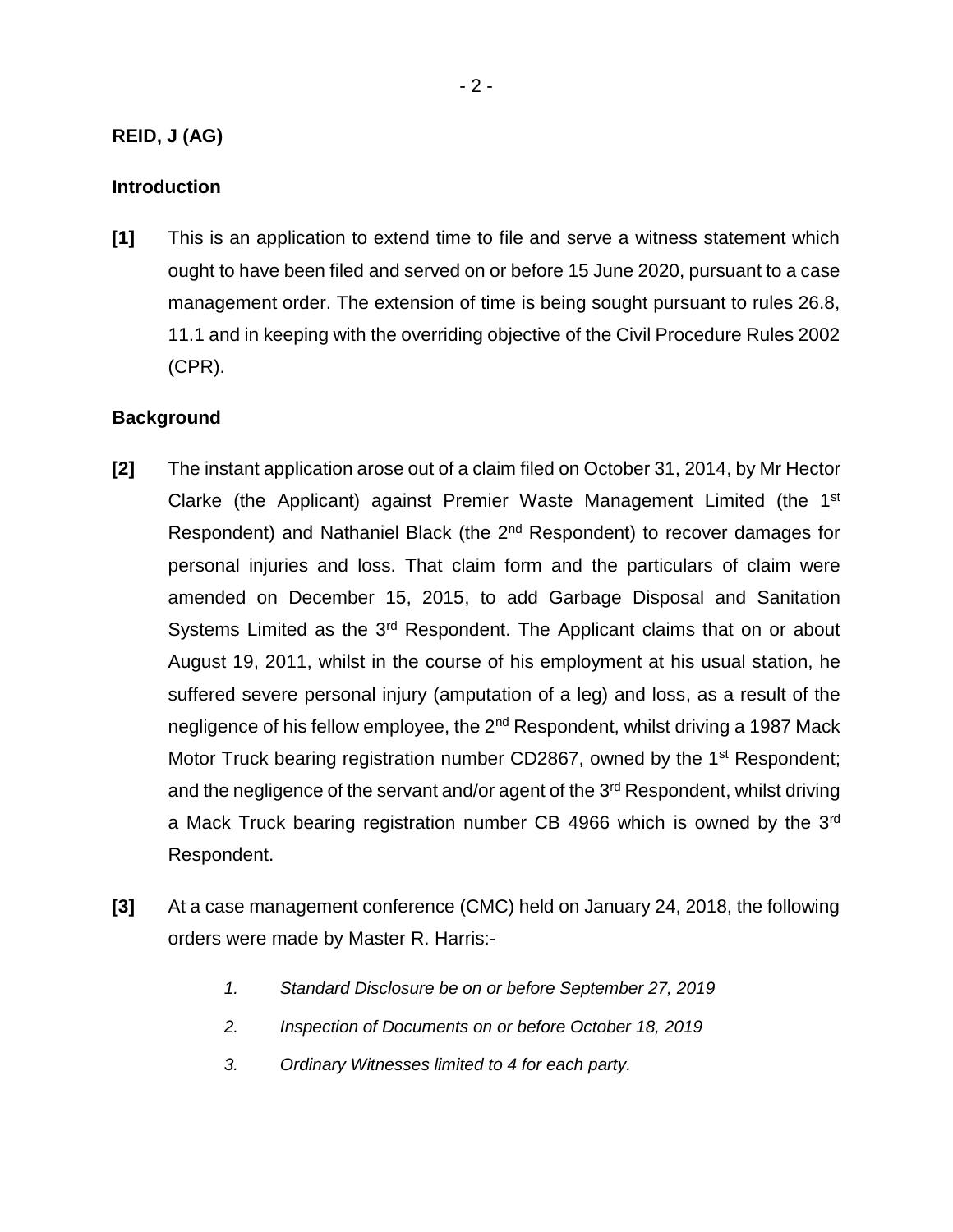**REID, J (AG)**

**Introduction**

**[1]** This is an application to extend time to file and serve a witness statement which ought to have been filed and served on or before 15 June 2020, pursuant to a case management order. The extension of time is being sought pursuant to rules 26.8, 11.1 and in keeping with the overriding objective of the Civil Procedure Rules 2002 (CPR).

**Background**

**[2]** The instant application arose out of a claim filed on October 31, 2014, by Mr Hector Clarke (the Applicant) against Premier Waste Management Limited (the 1st Respondent) and Nathaniel Black (the 2nd Respondent) to recover damages for personal injuries and loss. That claim form and the particulars of claim were amended on December 15, 2015, to add Garbage Disposal and Sanitation Systems Limited as the 3rd Respondent. The Applicant claims that on or about August 19, 2011, whilst in the course of his employment at his usual station, he suffered severe personal injury (amputation of a leg) and loss, as a result of the negligence of his fellow employee, the 2nd Respondent, whilst driving a 1987 Mack Motor Truck bearing registration number CD2867, owned by the 1st Respondent; and the negligence of the servant and/or agent of the 3rd Respondent, whilst driving a Mack Truck bearing registration number CB 4966 which is owned by the 3rd Respondent.

**[3]** At a case management conference (CMC) held on January 24, 2018, the following orders were made by Master R. Harris:-

> 1. *Standard Disclosure be on or before September 27, 2019*
> 2. *Inspection of Documents on or before October 18, 2019*
> 3. *Ordinary Witnesses limited to 4 for each party.*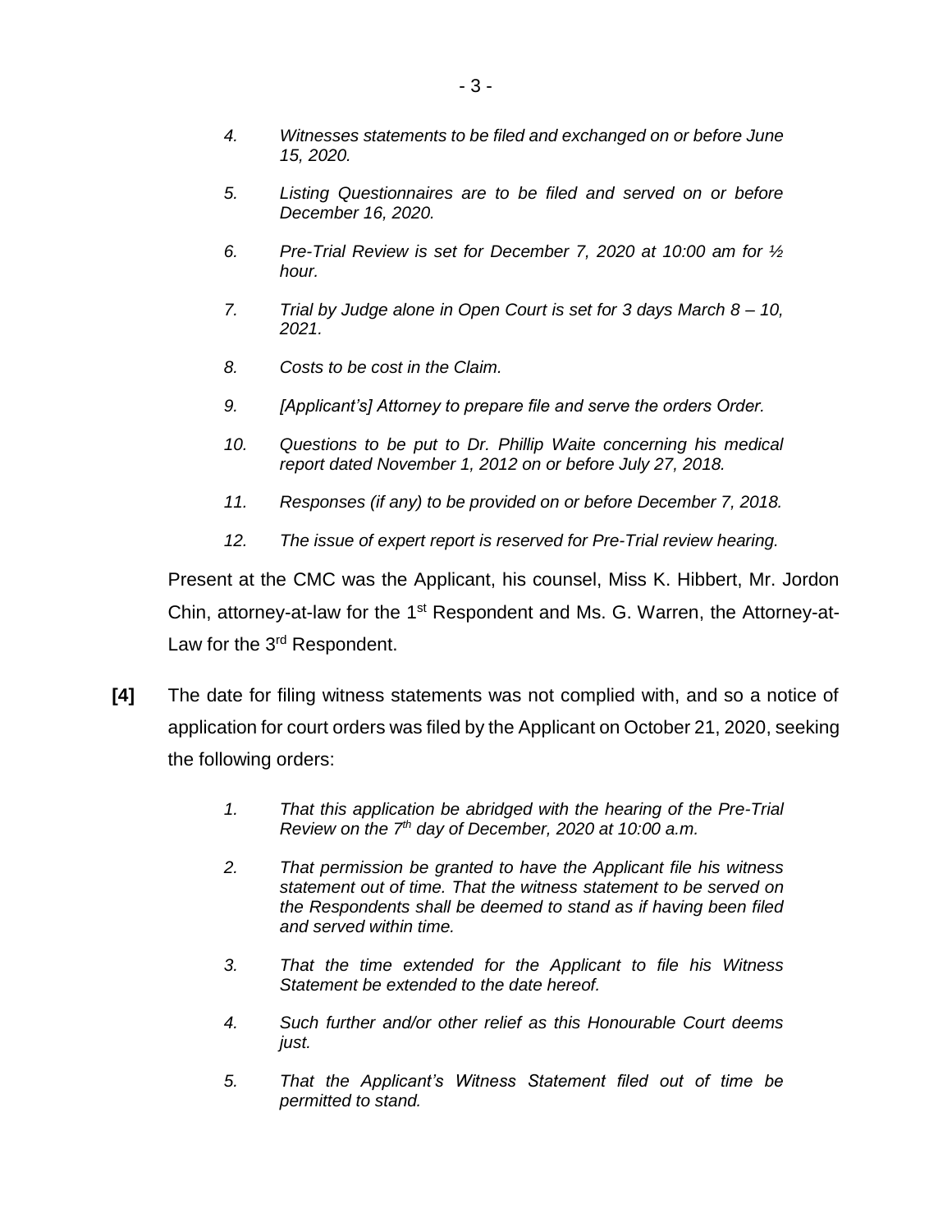*4. Witnesses statements to be filed and exchanged on or before June 15, 2020.*

*5. Listing Questionnaires are to be filed and served on or before December 16, 2020.*

*6. Pre-Trial Review is set for December 7, 2020 at 10:00 am for ½ hour.*

*7. Trial by Judge alone in Open Court is set for 3 days March 8 – 10, 2021.*

*8. Costs to be cost in the Claim.*

*9. [Applicant's] Attorney to prepare file and serve the orders Order.*

*10. Questions to be put to Dr. Phillip Waite concerning his medical report dated November 1, 2012 on or before July 27, 2018.*

*11. Responses (if any) to be provided on or before December 7, 2018.*

*12. The issue of expert report is reserved for Pre-Trial review hearing.*

Present at the CMC was the Applicant, his counsel, Miss K. Hibbert, Mr. Jordon Chin, attorney-at-law for the 1st Respondent and Ms. G. Warren, the Attorney-at-Law for the 3rd Respondent.

**[4]** The date for filing witness statements was not complied with, and so a notice of application for court orders was filed by the Applicant on October 21, 2020, seeking the following orders:

*1. That this application be abridged with the hearing of the Pre-Trial Review on the 7th day of December, 2020 at 10:00 a.m.*

*2. That permission be granted to have the Applicant file his witness statement out of time. That the witness statement to be served on the Respondents shall be deemed to stand as if having been filed and served within time.*

*3. That the time extended for the Applicant to file his Witness Statement be extended to the date hereof.*

*4. Such further and/or other relief as this Honourable Court deems just.*

*5. That the Applicant's Witness Statement filed out of time be permitted to stand.*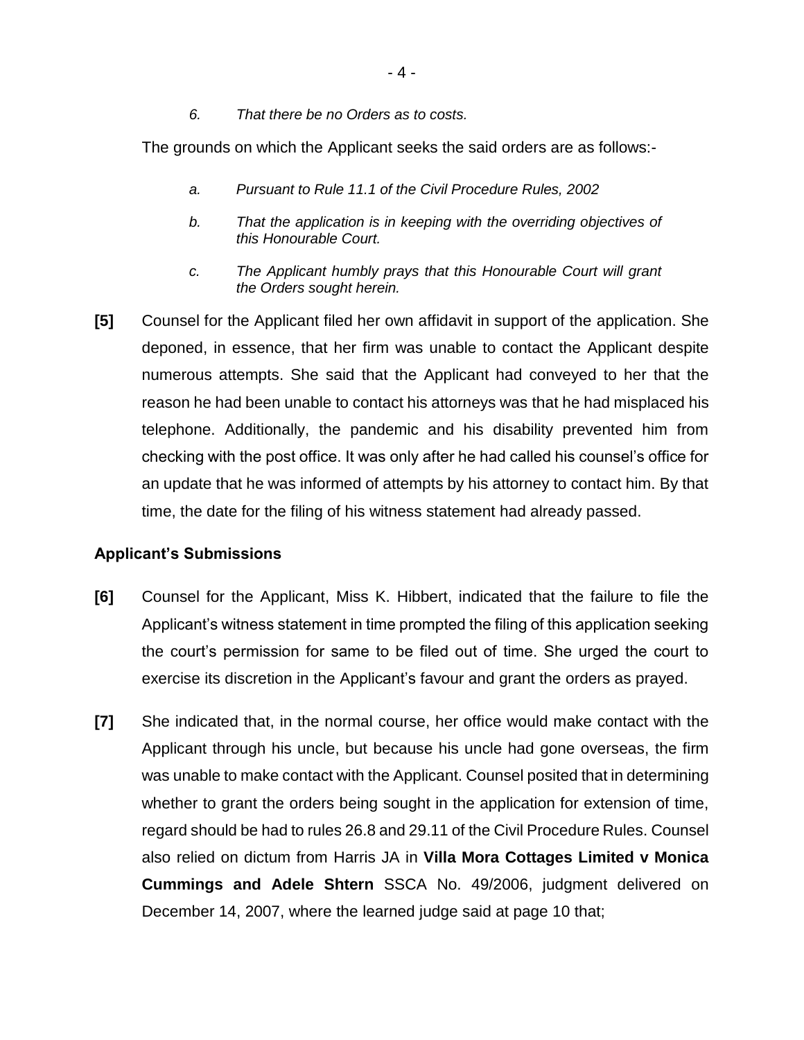*6. That there be no Orders as to costs.*

The grounds on which the Applicant seeks the said orders are as follows:-

*a. Pursuant to Rule 11.1 of the Civil Procedure Rules, 2002*

*b. That the application is in keeping with the overriding objectives of this Honourable Court.*

*c. The Applicant humbly prays that this Honourable Court will grant the Orders sought herein.*

**[5]** Counsel for the Applicant filed her own affidavit in support of the application. She deponed, in essence, that her firm was unable to contact the Applicant despite numerous attempts. She said that the Applicant had conveyed to her that the reason he had been unable to contact his attorneys was that he had misplaced his telephone. Additionally, the pandemic and his disability prevented him from checking with the post office. It was only after he had called his counsel's office for an update that he was informed of attempts by his attorney to contact him. By that time, the date for the filing of his witness statement had already passed.

### Applicant's Submissions

**[6]** Counsel for the Applicant, Miss K. Hibbert, indicated that the failure to file the Applicant's witness statement in time prompted the filing of this application seeking the court's permission for same to be filed out of time. She urged the court to exercise its discretion in the Applicant's favour and grant the orders as prayed.

**[7]** She indicated that, in the normal course, her office would make contact with the Applicant through his uncle, but because his uncle had gone overseas, the firm was unable to make contact with the Applicant. Counsel posited that in determining whether to grant the orders being sought in the application for extension of time, regard should be had to rules 26.8 and 29.11 of the Civil Procedure Rules. Counsel also relied on dictum from Harris JA in **Villa Mora Cottages Limited v Monica Cummings and Adele Shtern** SSCA No. 49/2006, judgment delivered on December 14, 2007, where the learned judge said at page 10 that;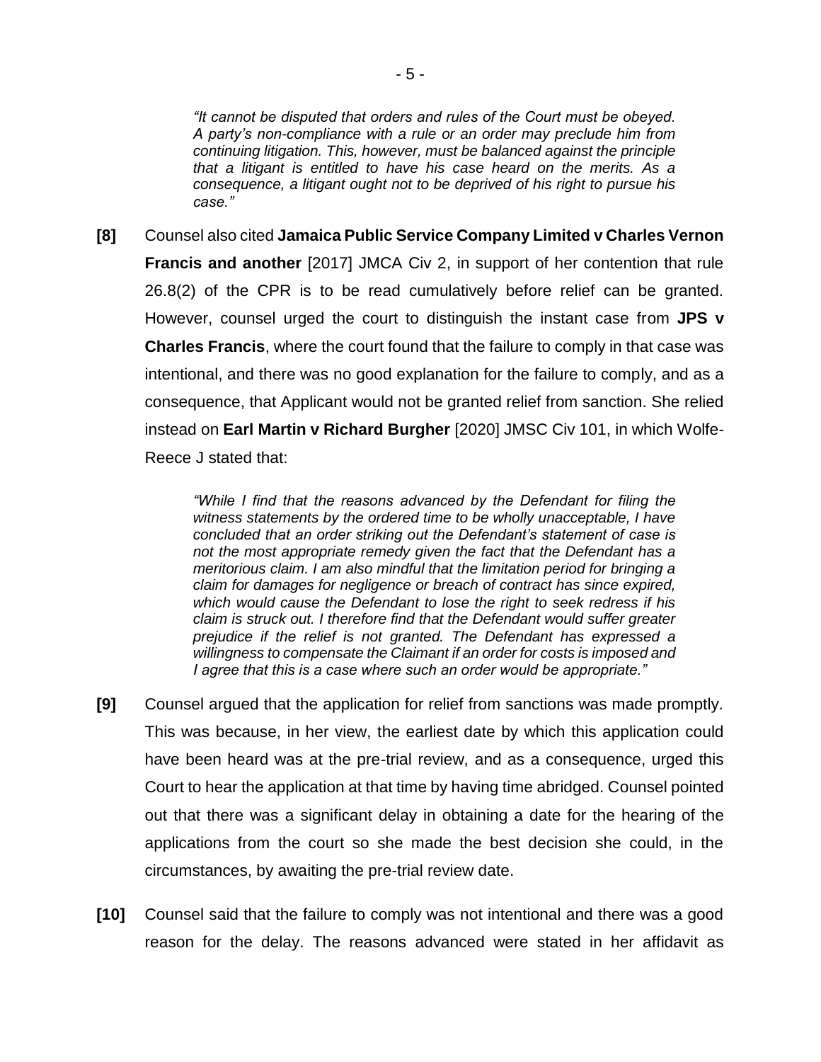> *"It cannot be disputed that orders and rules of the Court must be obeyed. A party's non-compliance with a rule or an order may preclude him from continuing litigation. This, however, must be balanced against the principle that a litigant is entitled to have his case heard on the merits. As a consequence, a litigant ought not to be deprived of his right to pursue his case."*

**[8]** Counsel also cited **Jamaica Public Service Company Limited v Charles Vernon Francis and another** [2017] JMCA Civ 2, in support of her contention that rule 26.8(2) of the CPR is to be read cumulatively before relief can be granted. However, counsel urged the court to distinguish the instant case from **JPS v Charles Francis**, where the court found that the failure to comply in that case was intentional, and there was no good explanation for the failure to comply, and as a consequence, that Applicant would not be granted relief from sanction. She relied instead on **Earl Martin v Richard Burgher** [2020] JMSC Civ 101, in which Wolfe-Reece J stated that:

> *"While I find that the reasons advanced by the Defendant for filing the witness statements by the ordered time to be wholly unacceptable, I have concluded that an order striking out the Defendant's statement of case is not the most appropriate remedy given the fact that the Defendant has a meritorious claim. I am also mindful that the limitation period for bringing a claim for damages for negligence or breach of contract has since expired, which would cause the Defendant to lose the right to seek redress if his claim is struck out. I therefore find that the Defendant would suffer greater prejudice if the relief is not granted. The Defendant has expressed a willingness to compensate the Claimant if an order for costs is imposed and I agree that this is a case where such an order would be appropriate."*

**[9]** Counsel argued that the application for relief from sanctions was made promptly. This was because, in her view, the earliest date by which this application could have been heard was at the pre-trial review, and as a consequence, urged this Court to hear the application at that time by having time abridged. Counsel pointed out that there was a significant delay in obtaining a date for the hearing of the applications from the court so she made the best decision she could, in the circumstances, by awaiting the pre-trial review date.

**[10]** Counsel said that the failure to comply was not intentional and there was a good reason for the delay. The reasons advanced were stated in her affidavit as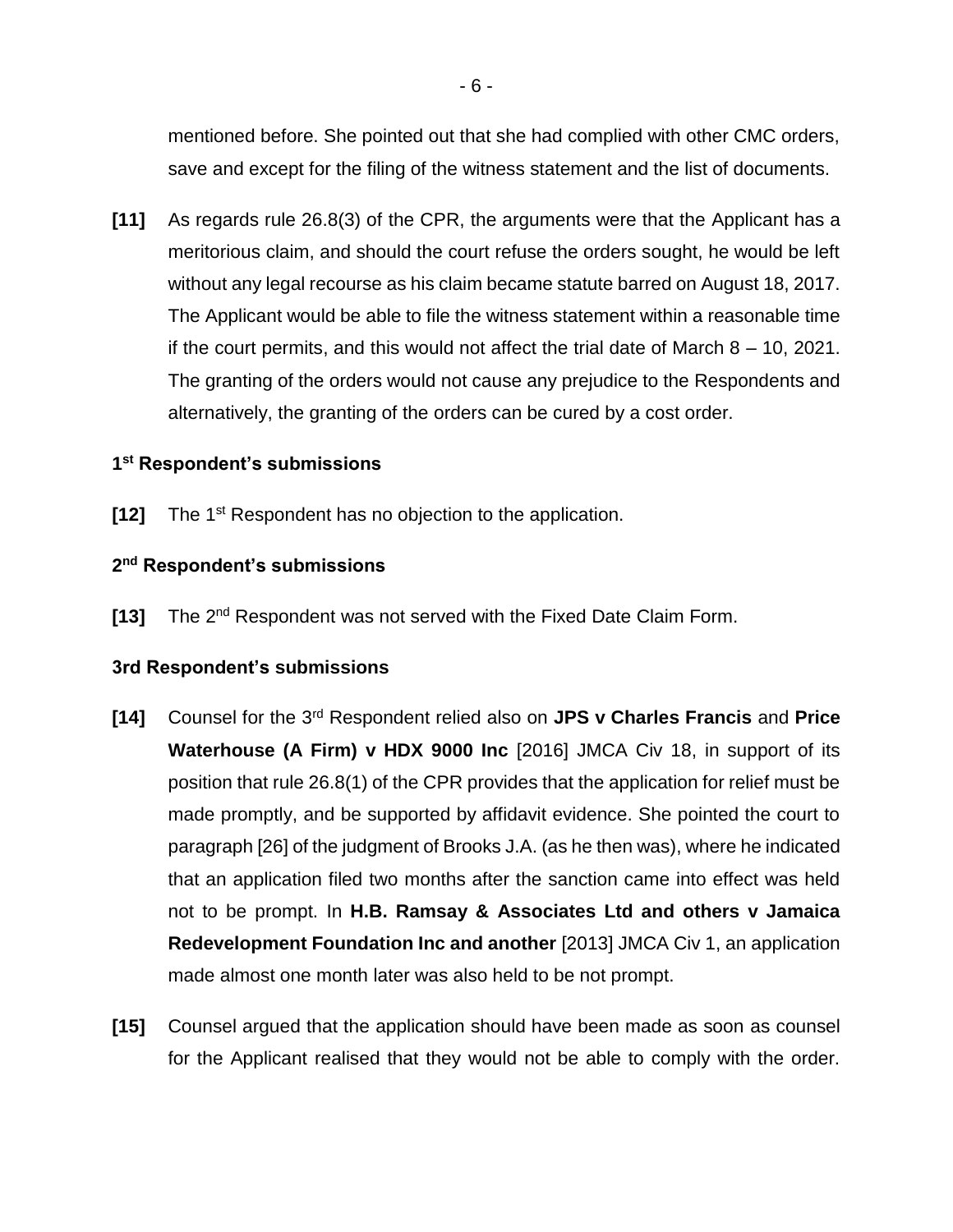mentioned before. She pointed out that she had complied with other CMC orders, save and except for the filing of the witness statement and the list of documents.

**[11]** As regards rule 26.8(3) of the CPR, the arguments were that the Applicant has a meritorious claim, and should the court refuse the orders sought, he would be left without any legal recourse as his claim became statute barred on August 18, 2017. The Applicant would be able to file the witness statement within a reasonable time if the court permits, and this would not affect the trial date of March 8 – 10, 2021. The granting of the orders would not cause any prejudice to the Respondents and alternatively, the granting of the orders can be cured by a cost order.

### 1st Respondent's submissions

**[12]** The 1st Respondent has no objection to the application.

### 2nd Respondent's submissions

**[13]** The 2nd Respondent was not served with the Fixed Date Claim Form.

### 3rd Respondent's submissions

**[14]** Counsel for the 3rd Respondent relied also on **JPS v Charles Francis** and **Price Waterhouse (A Firm) v HDX 9000 Inc** [2016] JMCA Civ 18, in support of its position that rule 26.8(1) of the CPR provides that the application for relief must be made promptly, and be supported by affidavit evidence. She pointed the court to paragraph [26] of the judgment of Brooks J.A. (as he then was), where he indicated that an application filed two months after the sanction came into effect was held not to be prompt. In **H.B. Ramsay & Associates Ltd and others v Jamaica Redevelopment Foundation Inc and another** [2013] JMCA Civ 1, an application made almost one month later was also held to be not prompt.

**[15]** Counsel argued that the application should have been made as soon as counsel for the Applicant realised that they would not be able to comply with the order.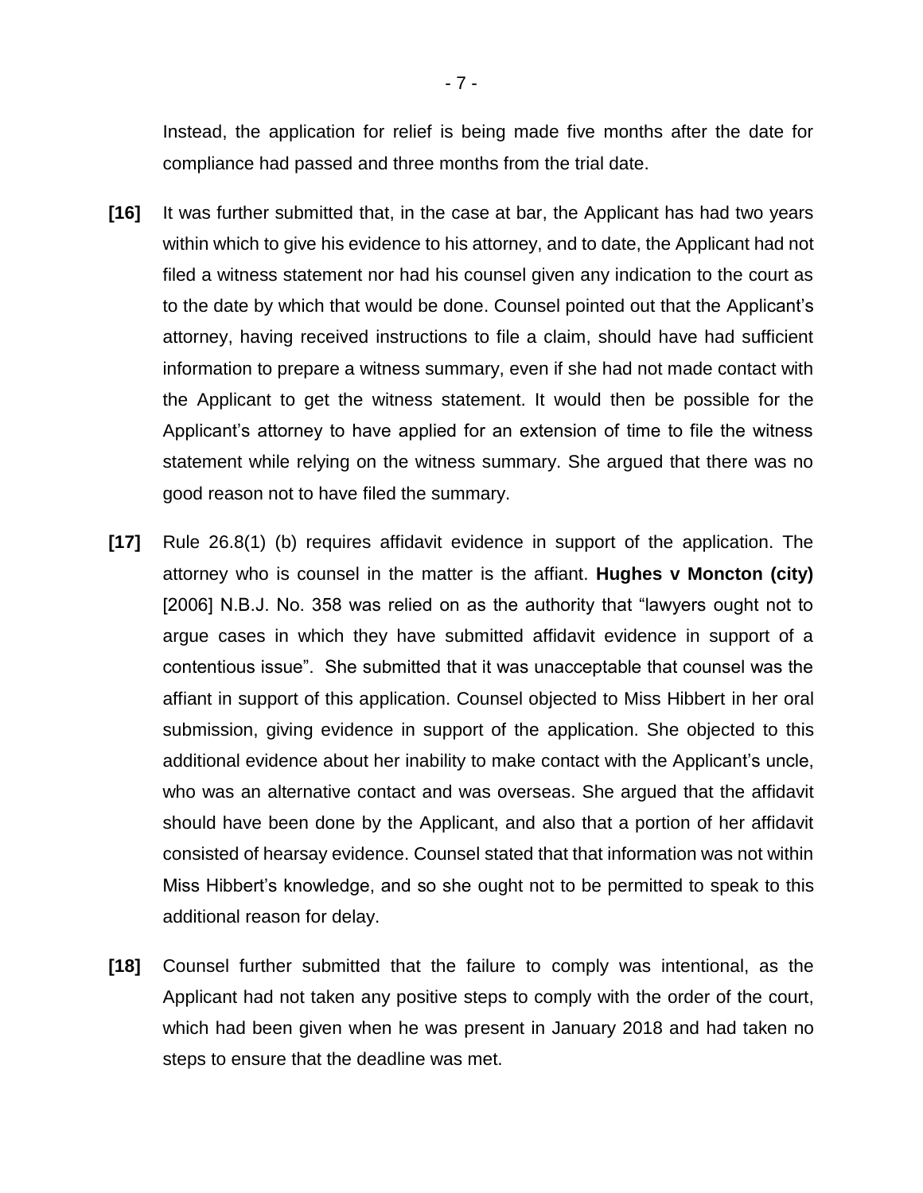Instead, the application for relief is being made five months after the date for compliance had passed and three months from the trial date.

**[16]** It was further submitted that, in the case at bar, the Applicant has had two years within which to give his evidence to his attorney, and to date, the Applicant had not filed a witness statement nor had his counsel given any indication to the court as to the date by which that would be done. Counsel pointed out that the Applicant's attorney, having received instructions to file a claim, should have had sufficient information to prepare a witness summary, even if she had not made contact with the Applicant to get the witness statement. It would then be possible for the Applicant's attorney to have applied for an extension of time to file the witness statement while relying on the witness summary. She argued that there was no good reason not to have filed the summary.

**[17]** Rule 26.8(1) (b) requires affidavit evidence in support of the application. The attorney who is counsel in the matter is the affiant. **Hughes v Moncton (city)** [2006] N.B.J. No. 358 was relied on as the authority that "lawyers ought not to argue cases in which they have submitted affidavit evidence in support of a contentious issue". She submitted that it was unacceptable that counsel was the affiant in support of this application. Counsel objected to Miss Hibbert in her oral submission, giving evidence in support of the application. She objected to this additional evidence about her inability to make contact with the Applicant's uncle, who was an alternative contact and was overseas. She argued that the affidavit should have been done by the Applicant, and also that a portion of her affidavit consisted of hearsay evidence. Counsel stated that that information was not within Miss Hibbert's knowledge, and so she ought not to be permitted to speak to this additional reason for delay.

**[18]** Counsel further submitted that the failure to comply was intentional, as the Applicant had not taken any positive steps to comply with the order of the court, which had been given when he was present in January 2018 and had taken no steps to ensure that the deadline was met.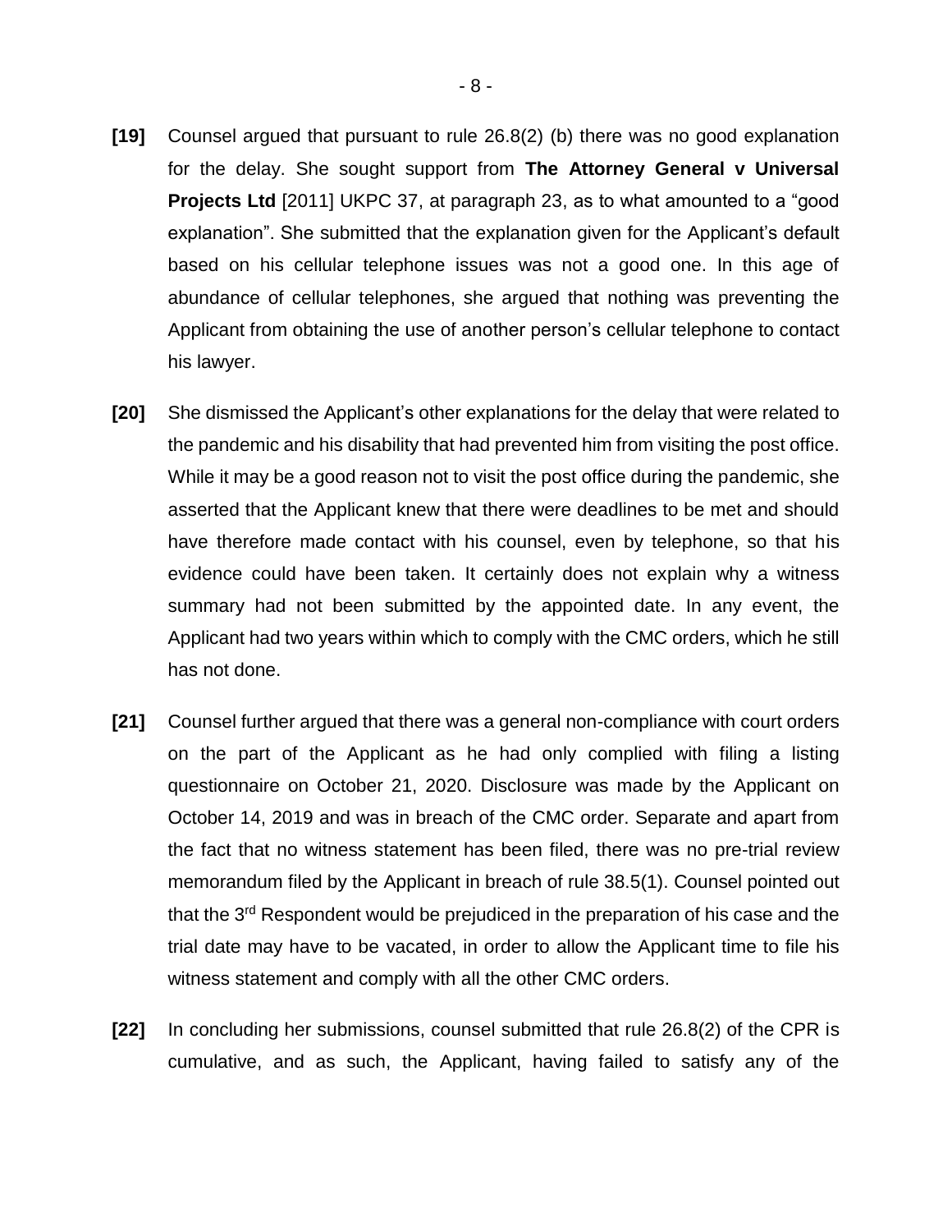**[19]** Counsel argued that pursuant to rule 26.8(2) (b) there was no good explanation for the delay. She sought support from **The Attorney General v Universal Projects Ltd** [2011] UKPC 37, at paragraph 23, as to what amounted to a "good explanation". She submitted that the explanation given for the Applicant's default based on his cellular telephone issues was not a good one. In this age of abundance of cellular telephones, she argued that nothing was preventing the Applicant from obtaining the use of another person's cellular telephone to contact his lawyer.

**[20]** She dismissed the Applicant's other explanations for the delay that were related to the pandemic and his disability that had prevented him from visiting the post office. While it may be a good reason not to visit the post office during the pandemic, she asserted that the Applicant knew that there were deadlines to be met and should have therefore made contact with his counsel, even by telephone, so that his evidence could have been taken. It certainly does not explain why a witness summary had not been submitted by the appointed date. In any event, the Applicant had two years within which to comply with the CMC orders, which he still has not done.

**[21]** Counsel further argued that there was a general non-compliance with court orders on the part of the Applicant as he had only complied with filing a listing questionnaire on October 21, 2020. Disclosure was made by the Applicant on October 14, 2019 and was in breach of the CMC order. Separate and apart from the fact that no witness statement has been filed, there was no pre-trial review memorandum filed by the Applicant in breach of rule 38.5(1). Counsel pointed out that the 3rd Respondent would be prejudiced in the preparation of his case and the trial date may have to be vacated, in order to allow the Applicant time to file his witness statement and comply with all the other CMC orders.

**[22]** In concluding her submissions, counsel submitted that rule 26.8(2) of the CPR is cumulative, and as such, the Applicant, having failed to satisfy any of the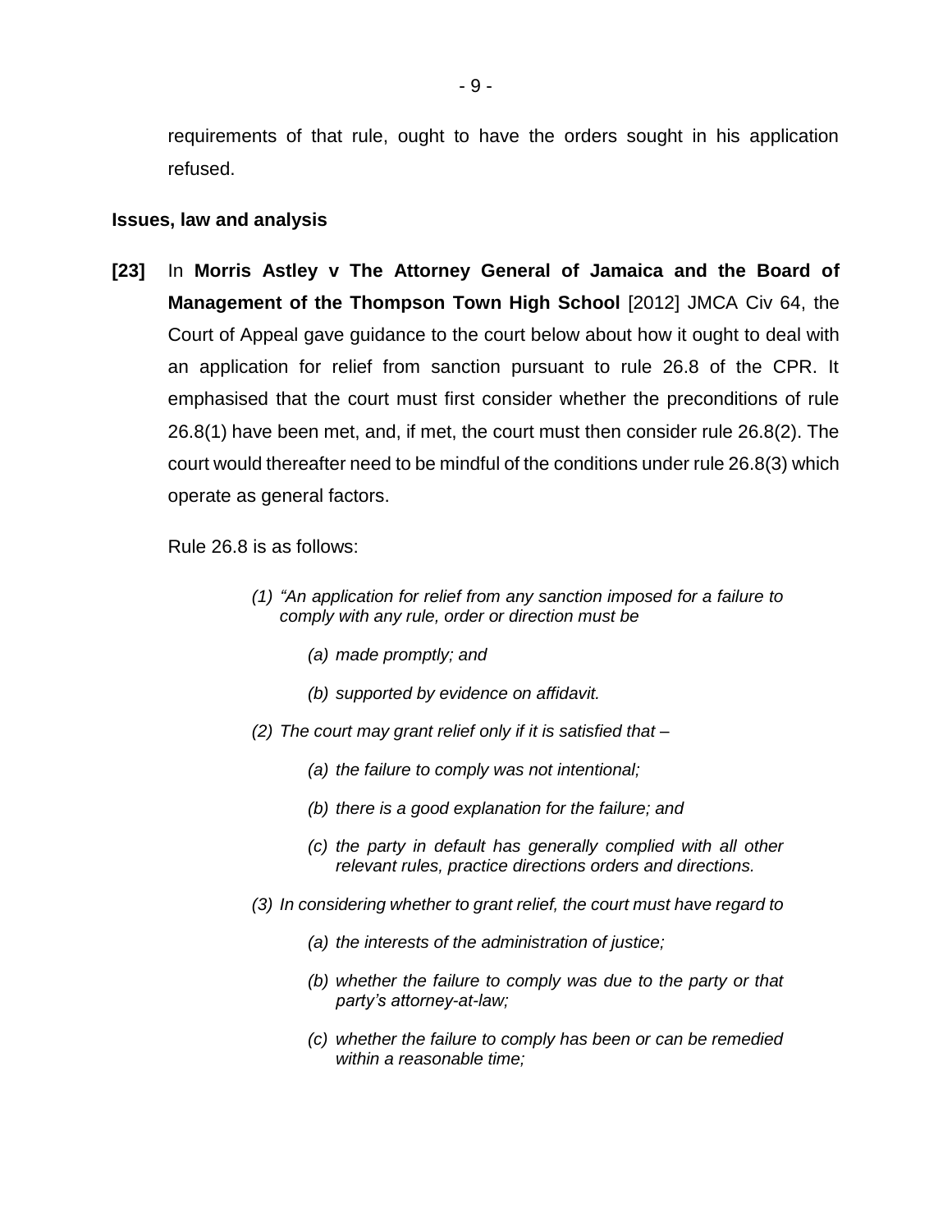requirements of that rule, ought to have the orders sought in his application refused.

**Issues, law and analysis**

**[23]** In **Morris Astley v The Attorney General of Jamaica and the Board of Management of the Thompson Town High School** [2012] JMCA Civ 64, the Court of Appeal gave guidance to the court below about how it ought to deal with an application for relief from sanction pursuant to rule 26.8 of the CPR. It emphasised that the court must first consider whether the preconditions of rule 26.8(1) have been met, and, if met, the court must then consider rule 26.8(2). The court would thereafter need to be mindful of the conditions under rule 26.8(3) which operate as general factors.

Rule 26.8 is as follows:

> *(1) "An application for relief from any sanction imposed for a failure to comply with any rule, order or direction must be*
>
> > *(a) made promptly; and*
> >
> > *(b) supported by evidence on affidavit.*
>
> *(2) The court may grant relief only if it is satisfied that –*
>
> > *(a) the failure to comply was not intentional;*
> >
> > *(b) there is a good explanation for the failure; and*
> >
> > *(c) the party in default has generally complied with all other relevant rules, practice directions orders and directions.*
>
> *(3) In considering whether to grant relief, the court must have regard to*
>
> > *(a) the interests of the administration of justice;*
> >
> > *(b) whether the failure to comply was due to the party or that party's attorney-at-law;*
> >
> > *(c) whether the failure to comply has been or can be remedied within a reasonable time;*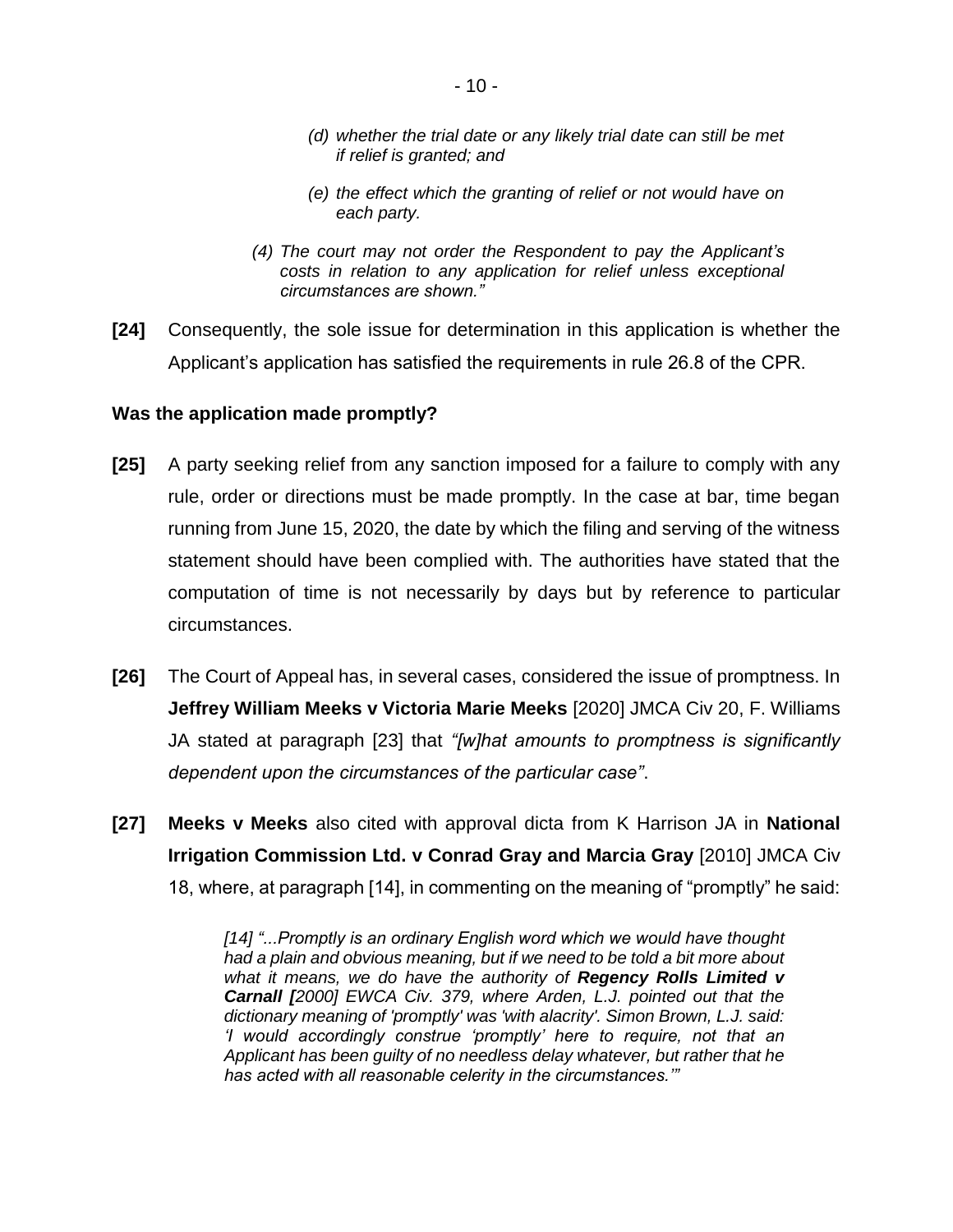> *(d) whether the trial date or any likely trial date can still be met if relief is granted; and*
>
> *(e) the effect which the granting of relief or not would have on each party.*
>
> *(4) The court may not order the Respondent to pay the Applicant's costs in relation to any application for relief unless exceptional circumstances are shown."*

**[24]** Consequently, the sole issue for determination in this application is whether the Applicant's application has satisfied the requirements in rule 26.8 of the CPR.

### Was the application made promptly?

**[25]** A party seeking relief from any sanction imposed for a failure to comply with any rule, order or directions must be made promptly. In the case at bar, time began running from June 15, 2020, the date by which the filing and serving of the witness statement should have been complied with. The authorities have stated that the computation of time is not necessarily by days but by reference to particular circumstances.

**[26]** The Court of Appeal has, in several cases, considered the issue of promptness. In **Jeffrey William Meeks v Victoria Marie Meeks** [2020] JMCA Civ 20, F. Williams JA stated at paragraph [23] that *"[w]hat amounts to promptness is significantly dependent upon the circumstances of the particular case"*.

**[27]** **Meeks v Meeks** also cited with approval dicta from K Harrison JA in **National Irrigation Commission Ltd. v Conrad Gray and Marcia Gray** [2010] JMCA Civ 18, where, at paragraph [14], in commenting on the meaning of "promptly" he said:

> *[14] "...Promptly is an ordinary English word which we would have thought had a plain and obvious meaning, but if we need to be told a bit more about what it means, we do have the authority of **Regency Rolls Limited v Carnall [**2000] EWCA Civ. 379, where Arden, L.J. pointed out that the dictionary meaning of 'promptly' was 'with alacrity'. Simon Brown, L.J. said: 'I would accordingly construe 'promptly' here to require, not that an Applicant has been guilty of no needless delay whatever, but rather that he has acted with all reasonable celerity in the circumstances.'"*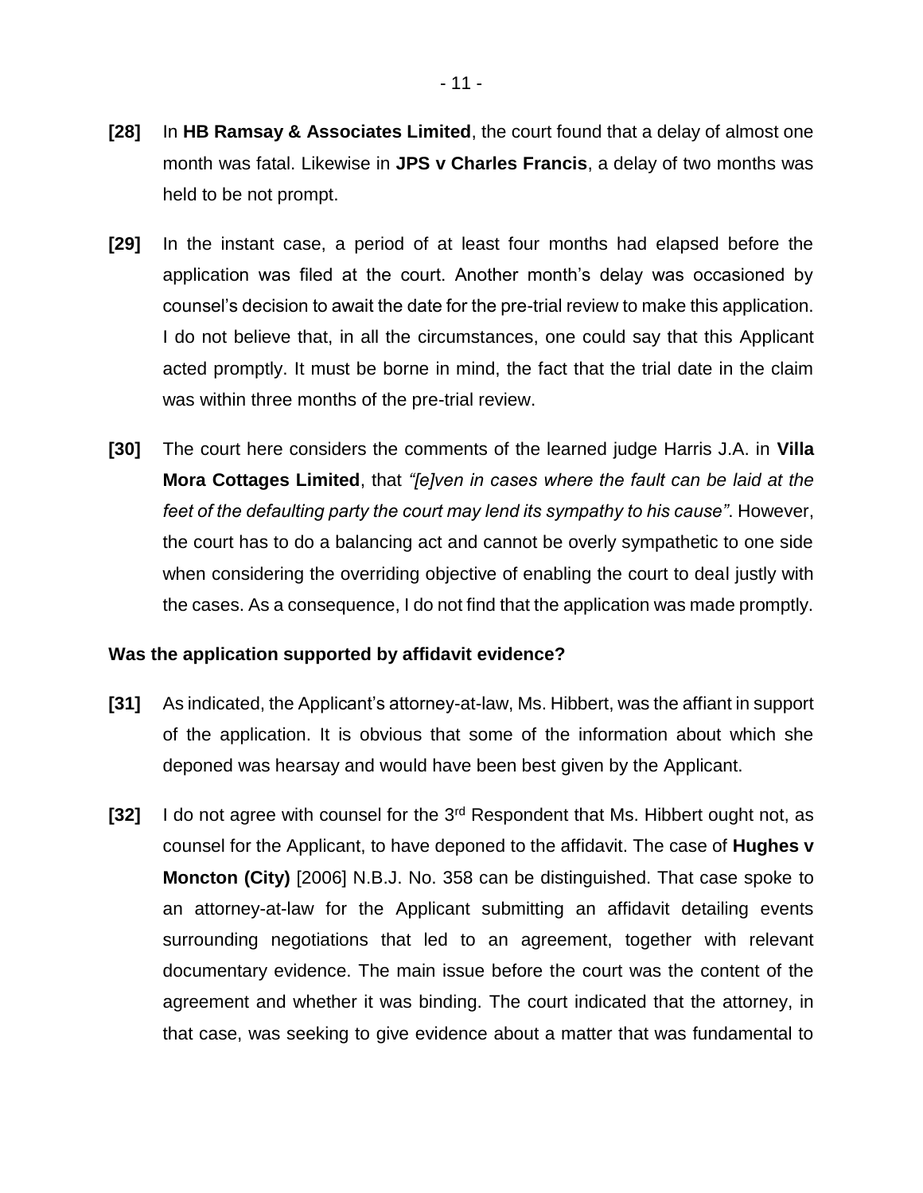**[28]** In **HB Ramsay & Associates Limited**, the court found that a delay of almost one month was fatal. Likewise in **JPS v Charles Francis**, a delay of two months was held to be not prompt.

**[29]** In the instant case, a period of at least four months had elapsed before the application was filed at the court. Another month's delay was occasioned by counsel's decision to await the date for the pre-trial review to make this application. I do not believe that, in all the circumstances, one could say that this Applicant acted promptly. It must be borne in mind, the fact that the trial date in the claim was within three months of the pre-trial review.

**[30]** The court here considers the comments of the learned judge Harris J.A. in **Villa Mora Cottages Limited**, that *"[e]ven in cases where the fault can be laid at the feet of the defaulting party the court may lend its sympathy to his cause"*. However, the court has to do a balancing act and cannot be overly sympathetic to one side when considering the overriding objective of enabling the court to deal justly with the cases. As a consequence, I do not find that the application was made promptly.

**Was the application supported by affidavit evidence?**

**[31]** As indicated, the Applicant's attorney-at-law, Ms. Hibbert, was the affiant in support of the application. It is obvious that some of the information about which she deponed was hearsay and would have been best given by the Applicant.

**[32]** I do not agree with counsel for the 3rd Respondent that Ms. Hibbert ought not, as counsel for the Applicant, to have deponed to the affidavit. The case of **Hughes v Moncton (City)** [2006] N.B.J. No. 358 can be distinguished. That case spoke to an attorney-at-law for the Applicant submitting an affidavit detailing events surrounding negotiations that led to an agreement, together with relevant documentary evidence. The main issue before the court was the content of the agreement and whether it was binding. The court indicated that the attorney, in that case, was seeking to give evidence about a matter that was fundamental to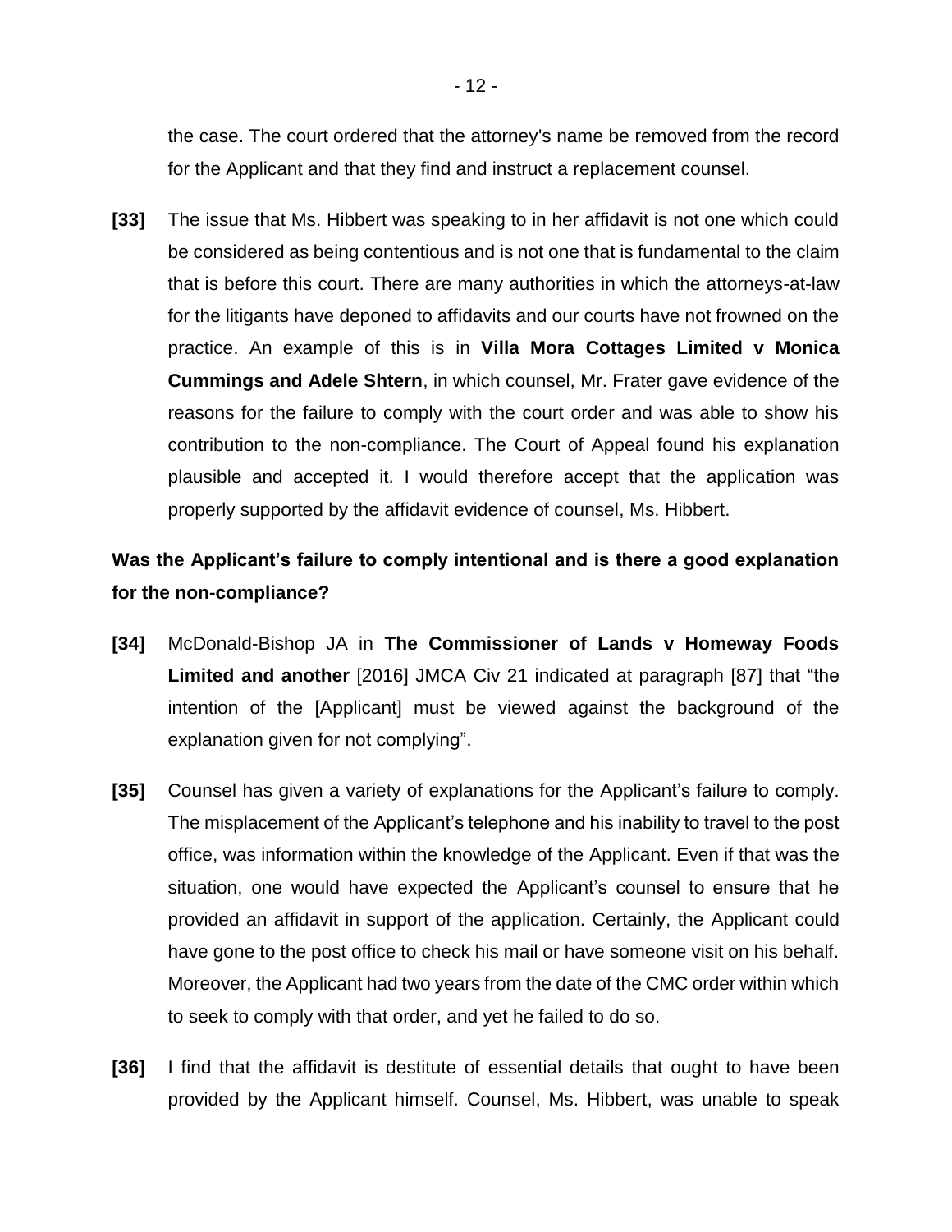the case. The court ordered that the attorney's name be removed from the record for the Applicant and that they find and instruct a replacement counsel.

**[33]** The issue that Ms. Hibbert was speaking to in her affidavit is not one which could be considered as being contentious and is not one that is fundamental to the claim that is before this court. There are many authorities in which the attorneys-at-law for the litigants have deponed to affidavits and our courts have not frowned on the practice. An example of this is in **Villa Mora Cottages Limited v Monica Cummings and Adele Shtern**, in which counsel, Mr. Frater gave evidence of the reasons for the failure to comply with the court order and was able to show his contribution to the non-compliance. The Court of Appeal found his explanation plausible and accepted it. I would therefore accept that the application was properly supported by the affidavit evidence of counsel, Ms. Hibbert.

### Was the Applicant's failure to comply intentional and is there a good explanation for the non-compliance?

**[34]** McDonald-Bishop JA in **The Commissioner of Lands v Homeway Foods Limited and another** [2016] JMCA Civ 21 indicated at paragraph [87] that "the intention of the [Applicant] must be viewed against the background of the explanation given for not complying".

**[35]** Counsel has given a variety of explanations for the Applicant's failure to comply. The misplacement of the Applicant's telephone and his inability to travel to the post office, was information within the knowledge of the Applicant. Even if that was the situation, one would have expected the Applicant's counsel to ensure that he provided an affidavit in support of the application. Certainly, the Applicant could have gone to the post office to check his mail or have someone visit on his behalf. Moreover, the Applicant had two years from the date of the CMC order within which to seek to comply with that order, and yet he failed to do so.

**[36]** I find that the affidavit is destitute of essential details that ought to have been provided by the Applicant himself. Counsel, Ms. Hibbert, was unable to speak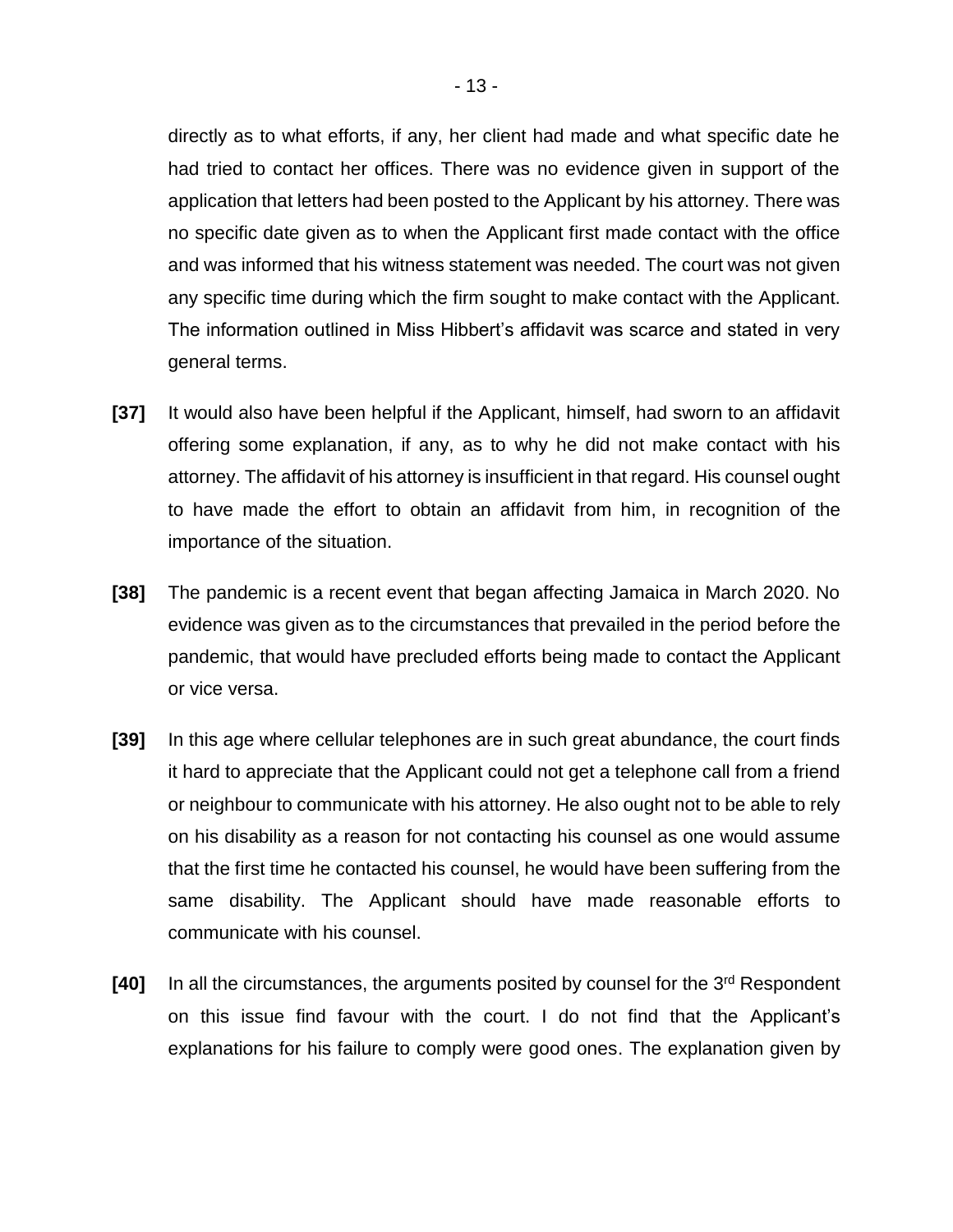directly as to what efforts, if any, her client had made and what specific date he had tried to contact her offices. There was no evidence given in support of the application that letters had been posted to the Applicant by his attorney. There was no specific date given as to when the Applicant first made contact with the office and was informed that his witness statement was needed. The court was not given any specific time during which the firm sought to make contact with the Applicant. The information outlined in Miss Hibbert's affidavit was scarce and stated in very general terms.

**[37]** It would also have been helpful if the Applicant, himself, had sworn to an affidavit offering some explanation, if any, as to why he did not make contact with his attorney. The affidavit of his attorney is insufficient in that regard. His counsel ought to have made the effort to obtain an affidavit from him, in recognition of the importance of the situation.

**[38]** The pandemic is a recent event that began affecting Jamaica in March 2020. No evidence was given as to the circumstances that prevailed in the period before the pandemic, that would have precluded efforts being made to contact the Applicant or vice versa.

**[39]** In this age where cellular telephones are in such great abundance, the court finds it hard to appreciate that the Applicant could not get a telephone call from a friend or neighbour to communicate with his attorney. He also ought not to be able to rely on his disability as a reason for not contacting his counsel as one would assume that the first time he contacted his counsel, he would have been suffering from the same disability. The Applicant should have made reasonable efforts to communicate with his counsel.

**[40]** In all the circumstances, the arguments posited by counsel for the 3rd Respondent on this issue find favour with the court. I do not find that the Applicant's explanations for his failure to comply were good ones. The explanation given by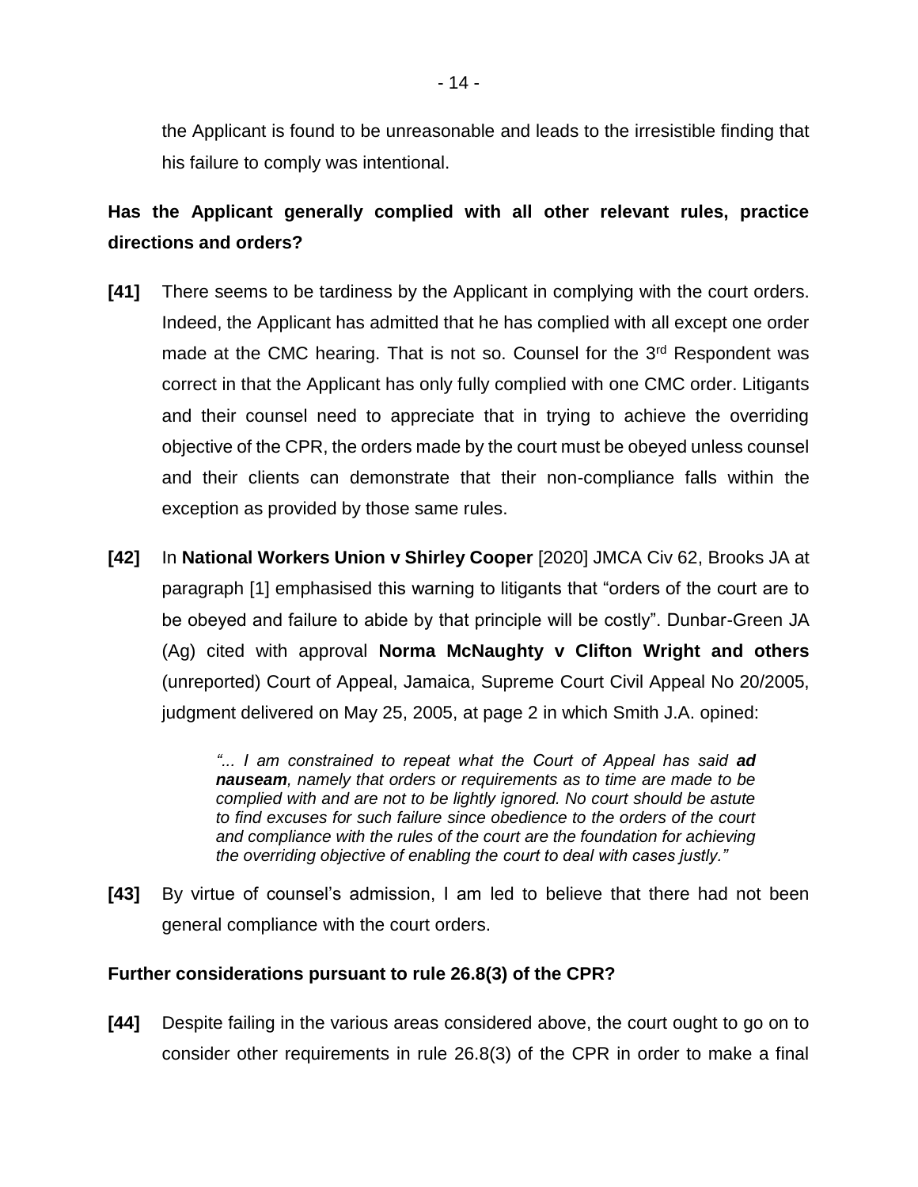the Applicant is found to be unreasonable and leads to the irresistible finding that his failure to comply was intentional.

**Has the Applicant generally complied with all other relevant rules, practice directions and orders?**

**[41]** There seems to be tardiness by the Applicant in complying with the court orders. Indeed, the Applicant has admitted that he has complied with all except one order made at the CMC hearing. That is not so. Counsel for the 3rd Respondent was correct in that the Applicant has only fully complied with one CMC order. Litigants and their counsel need to appreciate that in trying to achieve the overriding objective of the CPR, the orders made by the court must be obeyed unless counsel and their clients can demonstrate that their non-compliance falls within the exception as provided by those same rules.

**[42]** In **National Workers Union v Shirley Cooper** [2020] JMCA Civ 62, Brooks JA at paragraph [1] emphasised this warning to litigants that "orders of the court are to be obeyed and failure to abide by that principle will be costly". Dunbar-Green JA (Ag) cited with approval **Norma McNaughty v Clifton Wright and others** (unreported) Court of Appeal, Jamaica, Supreme Court Civil Appeal No 20/2005, judgment delivered on May 25, 2005, at page 2 in which Smith J.A. opined:

> *"... I am constrained to repeat what the Court of Appeal has said* ***ad nauseam****, namely that orders or requirements as to time are made to be complied with and are not to be lightly ignored. No court should be astute to find excuses for such failure since obedience to the orders of the court and compliance with the rules of the court are the foundation for achieving the overriding objective of enabling the court to deal with cases justly."*

**[43]** By virtue of counsel's admission, I am led to believe that there had not been general compliance with the court orders.

**Further considerations pursuant to rule 26.8(3) of the CPR?**

**[44]** Despite failing in the various areas considered above, the court ought to go on to consider other requirements in rule 26.8(3) of the CPR in order to make a final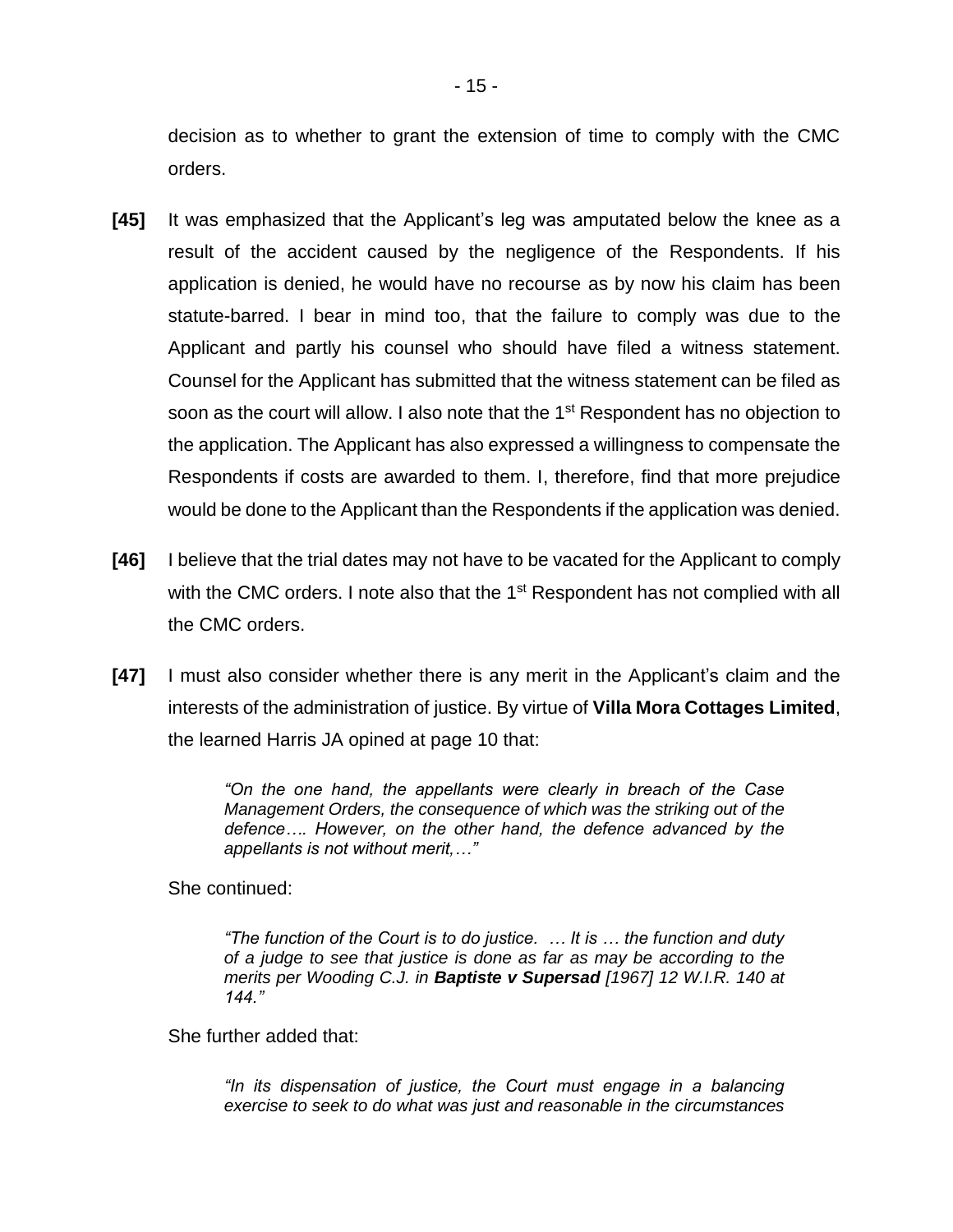decision as to whether to grant the extension of time to comply with the CMC orders.

**[45]** It was emphasized that the Applicant's leg was amputated below the knee as a result of the accident caused by the negligence of the Respondents. If his application is denied, he would have no recourse as by now his claim has been statute-barred. I bear in mind too, that the failure to comply was due to the Applicant and partly his counsel who should have filed a witness statement. Counsel for the Applicant has submitted that the witness statement can be filed as soon as the court will allow. I also note that the 1st Respondent has no objection to the application. The Applicant has also expressed a willingness to compensate the Respondents if costs are awarded to them. I, therefore, find that more prejudice would be done to the Applicant than the Respondents if the application was denied.

**[46]** I believe that the trial dates may not have to be vacated for the Applicant to comply with the CMC orders. I note also that the 1st Respondent has not complied with all the CMC orders.

**[47]** I must also consider whether there is any merit in the Applicant's claim and the interests of the administration of justice. By virtue of **Villa Mora Cottages Limited**, the learned Harris JA opined at page 10 that:

> *"On the one hand, the appellants were clearly in breach of the Case Management Orders, the consequence of which was the striking out of the defence…. However, on the other hand, the defence advanced by the appellants is not without merit,…"*

She continued:

> *"The function of the Court is to do justice. … It is … the function and duty of a judge to see that justice is done as far as may be according to the merits per Wooding C.J. in **Baptiste v Supersad** [1967] 12 W.I.R. 140 at 144."*

She further added that:

> *"In its dispensation of justice, the Court must engage in a balancing exercise to seek to do what was just and reasonable in the circumstances*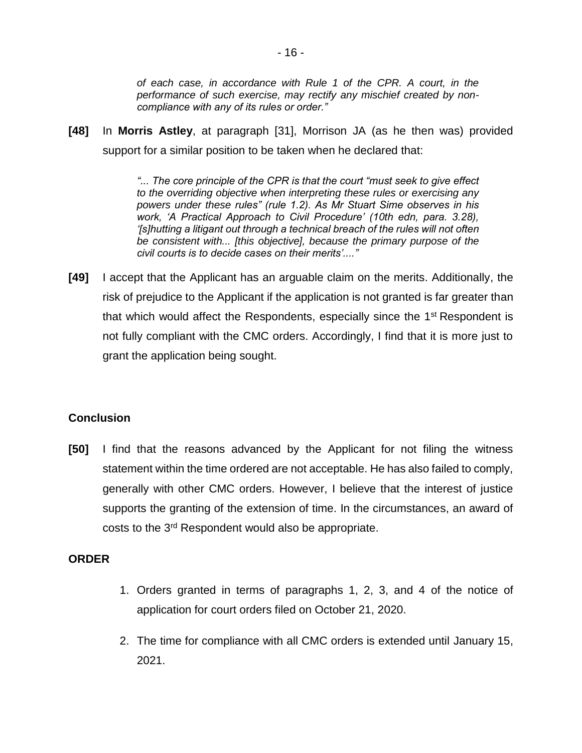*of each case, in accordance with Rule 1 of the CPR. A court, in the performance of such exercise, may rectify any mischief created by non-compliance with any of its rules or order."*

**[48]** In **Morris Astley**, at paragraph [31], Morrison JA (as he then was) provided support for a similar position to be taken when he declared that:

> *"... The core principle of the CPR is that the court "must seek to give effect to the overriding objective when interpreting these rules or exercising any powers under these rules" (rule 1.2). As Mr Stuart Sime observes in his work, 'A Practical Approach to Civil Procedure' (10th edn, para. 3.28), '[s]hutting a litigant out through a technical breach of the rules will not often be consistent with... [this objective], because the primary purpose of the civil courts is to decide cases on their merits'...."*

**[49]** I accept that the Applicant has an arguable claim on the merits. Additionally, the risk of prejudice to the Applicant if the application is not granted is far greater than that which would affect the Respondents, especially since the 1st Respondent is not fully compliant with the CMC orders. Accordingly, I find that it is more just to grant the application being sought.

## Conclusion

**[50]** I find that the reasons advanced by the Applicant for not filing the witness statement within the time ordered are not acceptable. He has also failed to comply, generally with other CMC orders. However, I believe that the interest of justice supports the granting of the extension of time. In the circumstances, an award of costs to the 3rd Respondent would also be appropriate.

## ORDER

1. Orders granted in terms of paragraphs 1, 2, 3, and 4 of the notice of application for court orders filed on October 21, 2020.

2. The time for compliance with all CMC orders is extended until January 15, 2021.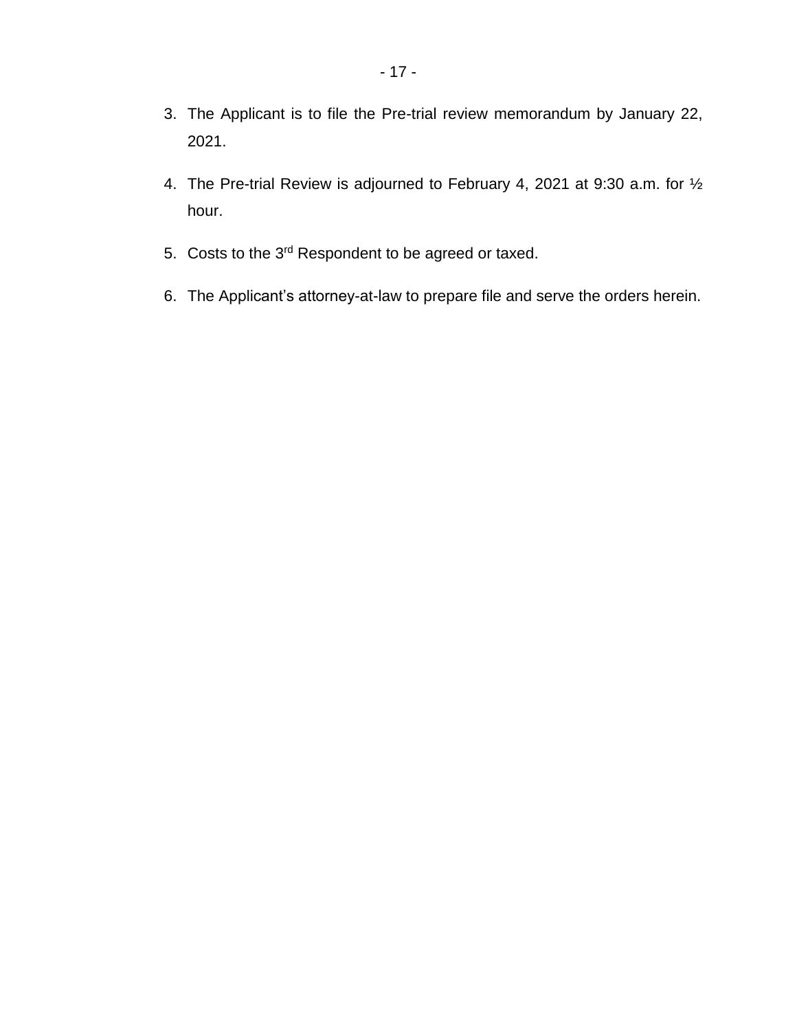3. The Applicant is to file the Pre-trial review memorandum by January 22, 2021.

4. The Pre-trial Review is adjourned to February 4, 2021 at 9:30 a.m. for ½ hour.

5. Costs to the 3rd Respondent to be agreed or taxed.

6. The Applicant's attorney-at-law to prepare file and serve the orders herein.